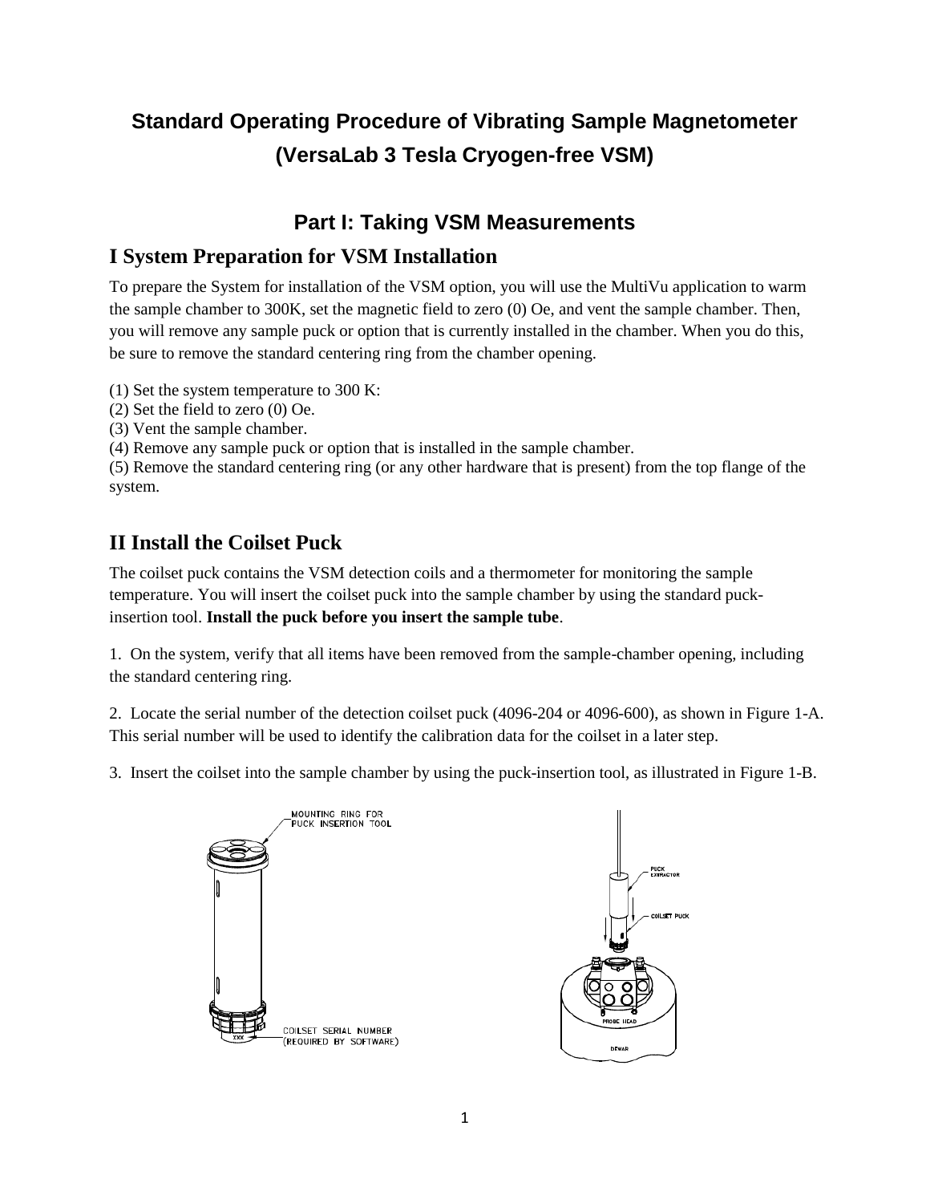# Standard Operating Procedure of Vibrating Sample Magnetometer (VersaLab 3 Tesla Cryogen-free VSM)

## Part I: Taking VSM Measurements

### I System Preparation for VSM Installation

To prepare the System for installation of the VSM option, you will use the MultiVu application to warm the sample chamber to 300K, set the magnetic field to zero (0) Oe, and vent the sample chamber. Then, you will remove any sample puck or option that is currently installed in the chamber. When you do this, be sure to remove the standard centering ring from the chamber opening.

(1) Set the system temperature to 300 K:
(2) Set the field to zero (0) Oe.
(3) Vent the sample chamber.
(4) Remove any sample puck or option that is installed in the sample chamber.
(5) Remove the standard centering ring (or any other hardware that is present) from the top flange of the system.

### II Install the Coilset Puck

The coilset puck contains the VSM detection coils and a thermometer for monitoring the sample temperature. You will insert the coilset puck into the sample chamber by using the standard puck-insertion tool. **Install the puck before you insert the sample tube**.

1. On the system, verify that all items have been removed from the sample-chamber opening, including the standard centering ring.

2. Locate the serial number of the detection coilset puck (4096-204 or 4096-600), as shown in Figure 1-A. This serial number will be used to identify the calibration data for the coilset in a later step.

3. Insert the coilset into the sample chamber by using the puck-insertion tool, as illustrated in Figure 1-B.

MOUNTING RING FOR PUCK INSERTION TOOL

XXX

COILSET SERIAL NUMBER (REQUIRED BY SOFTWARE)

PUCK EXTRACTOR

COILSET PUCK

PROBE HEAD

DEWAR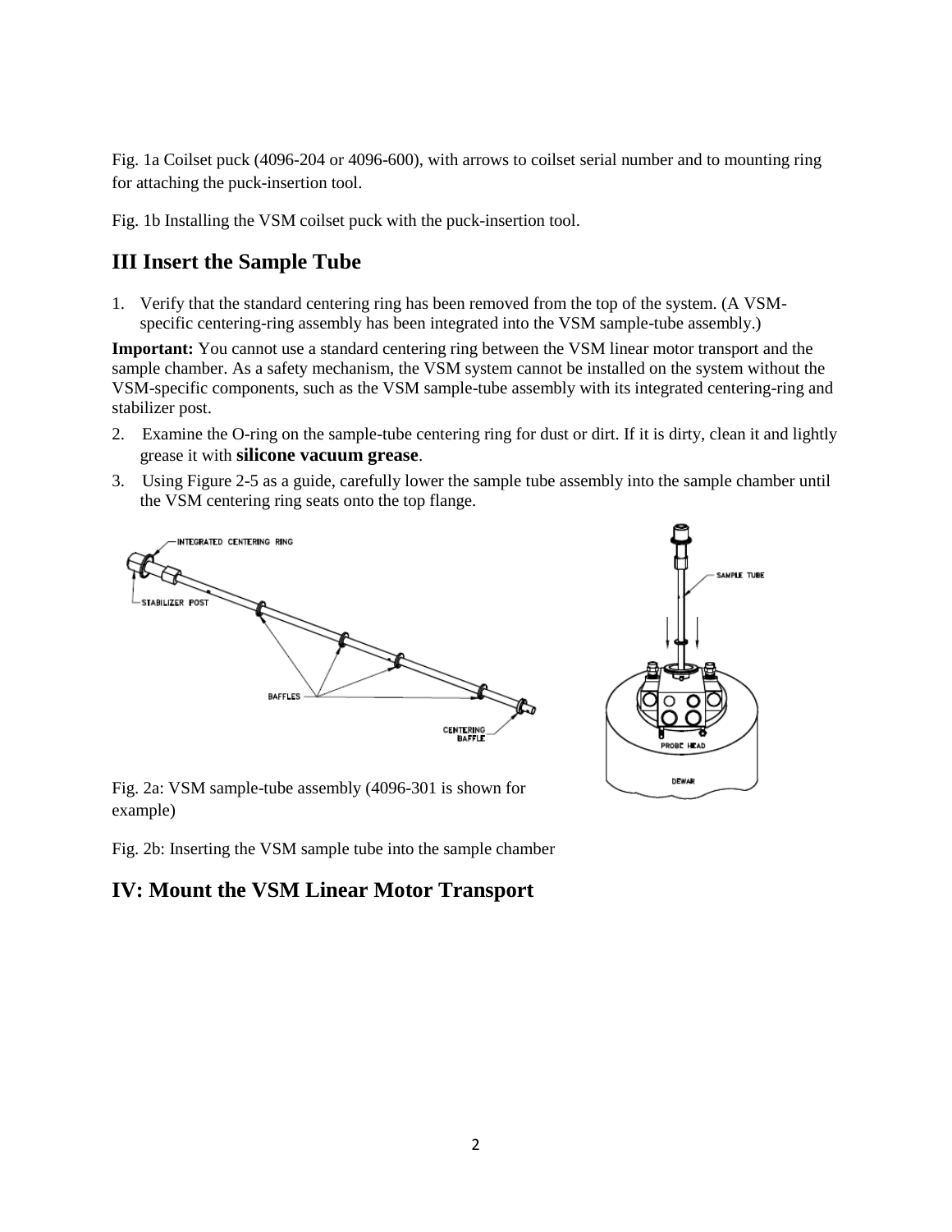Fig. 1a Coilset puck (4096-204 or 4096-600), with arrows to coilset serial number and to mounting ring for attaching the puck-insertion tool.

Fig. 1b Installing the VSM coilset puck with the puck-insertion tool.

## III Insert the Sample Tube

1. Verify that the standard centering ring has been removed from the top of the system. (A VSM-specific centering-ring assembly has been integrated into the VSM sample-tube assembly.)

**Important:** You cannot use a standard centering ring between the VSM linear motor transport and the sample chamber. As a safety mechanism, the VSM system cannot be installed on the system without the VSM-specific components, such as the VSM sample-tube assembly with its integrated centering-ring and stabilizer post.

2. Examine the O-ring on the sample-tube centering ring for dust or dirt. If it is dirty, clean it and lightly grease it with **silicone vacuum grease**.
3. Using Figure 2-5 as a guide, carefully lower the sample tube assembly into the sample chamber until the VSM centering ring seats onto the top flange.

Fig. 2a: VSM sample-tube assembly (4096-301 is shown for example)

Fig. 2b: Inserting the VSM sample tube into the sample chamber

## IV: Mount the VSM Linear Motor Transport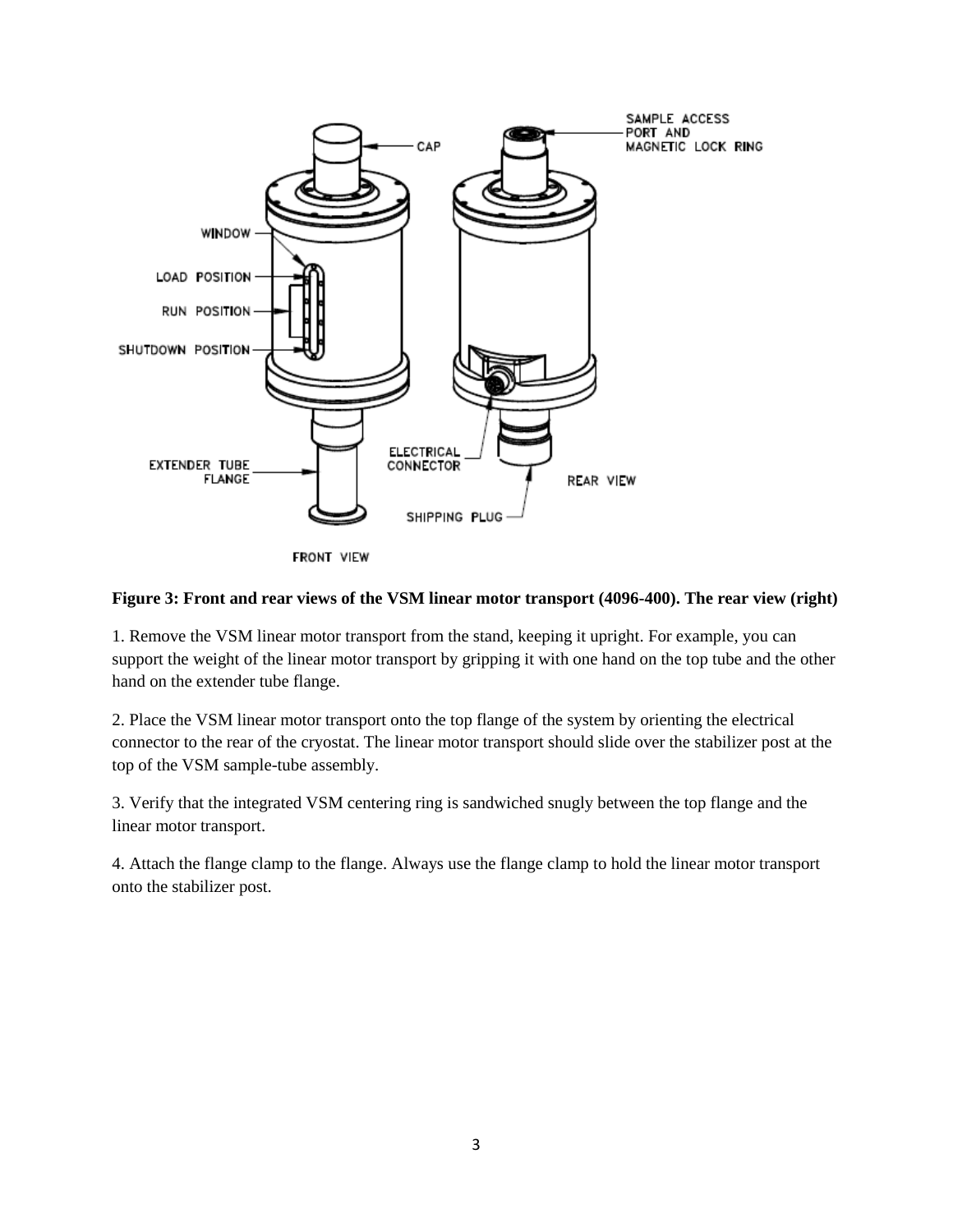CAP

SAMPLE ACCESS PORT AND MAGNETIC LOCK RING

WINDOW

LOAD POSITION

RUN POSITION

SHUTDOWN POSITION

ELECTRICAL CONNECTOR

EXTENDER TUBE FLANGE

SHIPPING PLUG

REAR VIEW

FRONT VIEW

**Figure 3: Front and rear views of the VSM linear motor transport (4096-400). The rear view (right)**

1. Remove the VSM linear motor transport from the stand, keeping it upright. For example, you can support the weight of the linear motor transport by gripping it with one hand on the top tube and the other hand on the extender tube flange.

2. Place the VSM linear motor transport onto the top flange of the system by orienting the electrical connector to the rear of the cryostat. The linear motor transport should slide over the stabilizer post at the top of the VSM sample-tube assembly.

3. Verify that the integrated VSM centering ring is sandwiched snugly between the top flange and the linear motor transport.

4. Attach the flange clamp to the flange. Always use the flange clamp to hold the linear motor transport onto the stabilizer post.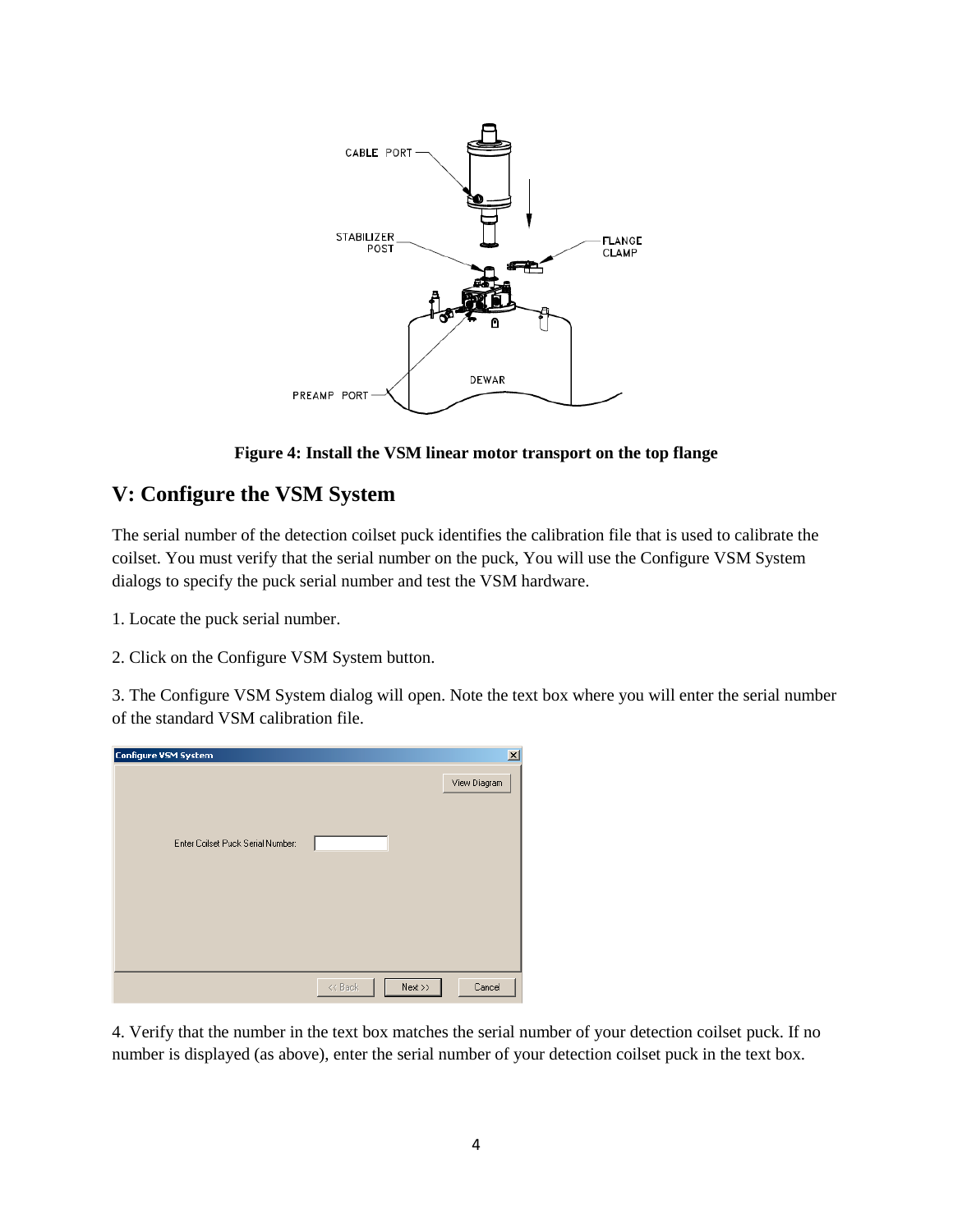CABLE PORT

STABILIZER POST

FLANGE CLAMP

DEWAR

PREAMP PORT

**Figure 4: Install the VSM linear motor transport on the top flange**

## V: Configure the VSM System

The serial number of the detection coilset puck identifies the calibration file that is used to calibrate the coilset. You must verify that the serial number on the puck, You will use the Configure VSM System dialogs to specify the puck serial number and test the VSM hardware.

1. Locate the puck serial number.

2. Click on the Configure VSM System button.

3. The Configure VSM System dialog will open. Note the text box where you will enter the serial number of the standard VSM calibration file.

Configure VSM System

View Diagram

Enter Coilset Puck Serial Number:

<< Back    Next >>    Cancel

4. Verify that the number in the text box matches the serial number of your detection coilset puck. If no number is displayed (as above), enter the serial number of your detection coilset puck in the text box.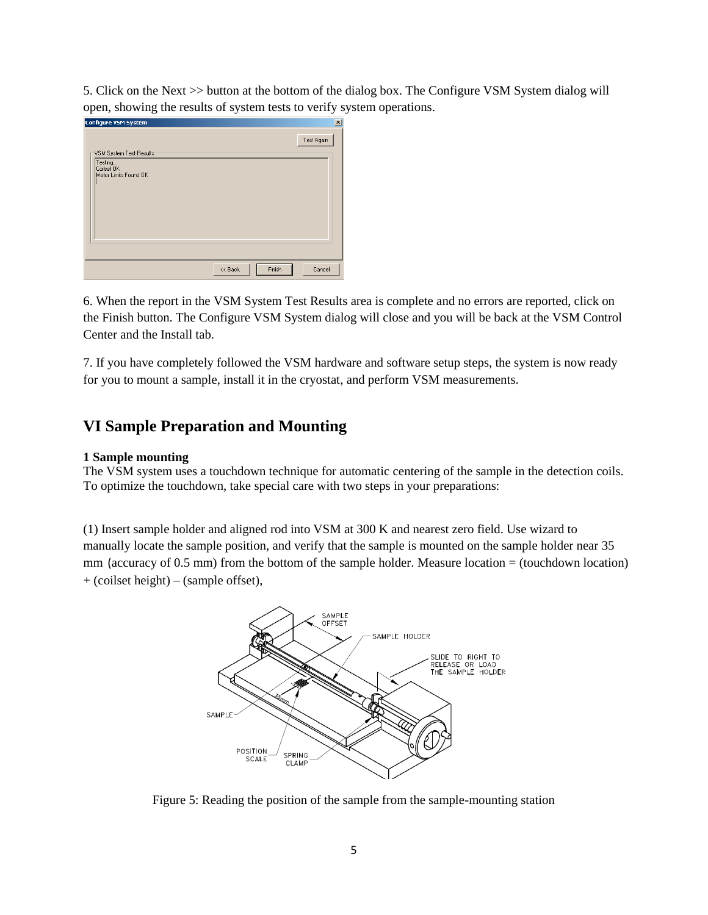5. Click on the Next >> button at the bottom of the dialog box. The Configure VSM System dialog will open, showing the results of system tests to verify system operations.

Configure VSM System

Test Again

VSM System Test Results

Testing...
Coilset OK
Motor Limits Found OK

<< Back Finish Cancel

6. When the report in the VSM System Test Results area is complete and no errors are reported, click on the Finish button. The Configure VSM System dialog will close and you will be back at the VSM Control Center and the Install tab.

7. If you have completely followed the VSM hardware and software setup steps, the system is now ready for you to mount a sample, install it in the cryostat, and perform VSM measurements.

## VI Sample Preparation and Mounting

**1 Sample mounting**

The VSM system uses a touchdown technique for automatic centering of the sample in the detection coils. To optimize the touchdown, take special care with two steps in your preparations:

(1) Insert sample holder and aligned rod into VSM at 300 K and nearest zero field. Use wizard to manually locate the sample position, and verify that the sample is mounted on the sample holder near 35 mm (accuracy of 0.5 mm) from the bottom of the sample holder. Measure location = (touchdown location) + (coilset height) – (sample offset),

SAMPLE OFFSET

SAMPLE HOLDER

SLIDE TO RIGHT TO RELEASE OR LOAD THE SAMPLE HOLDER

35mm

SAMPLE

POSITION SCALE

SPRING CLAMP

Figure 5: Reading the position of the sample from the sample-mounting station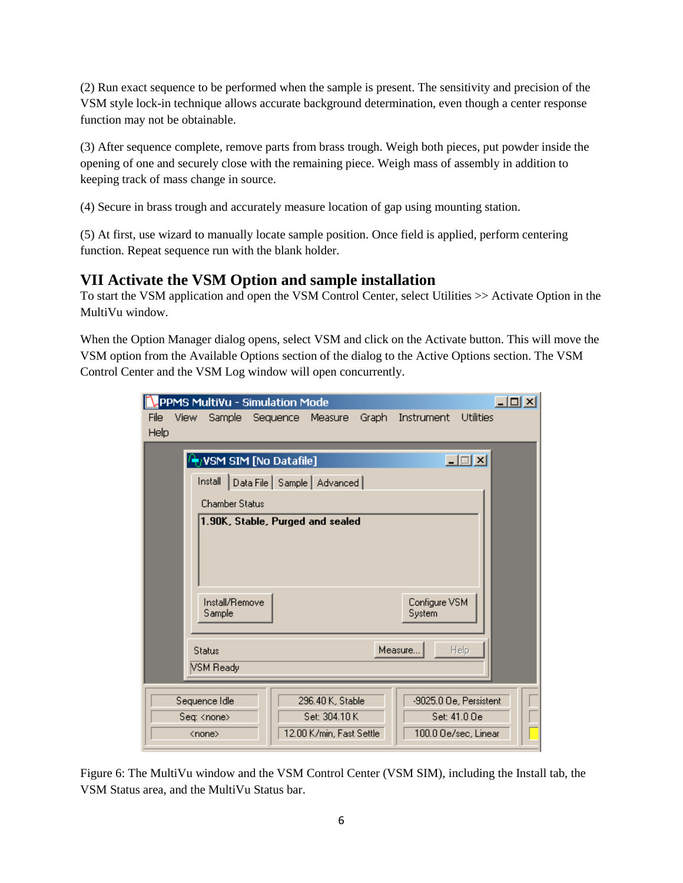(2) Run exact sequence to be performed when the sample is present. The sensitivity and precision of the VSM style lock-in technique allows accurate background determination, even though a center response function may not be obtainable.

(3) After sequence complete, remove parts from brass trough. Weigh both pieces, put powder inside the opening of one and securely close with the remaining piece. Weigh mass of assembly in addition to keeping track of mass change in source.

(4) Secure in brass trough and accurately measure location of gap using mounting station.

(5) At first, use wizard to manually locate sample position. Once field is applied, perform centering function. Repeat sequence run with the blank holder.

## VII Activate the VSM Option and sample installation

To start the VSM application and open the VSM Control Center, select Utilities >> Activate Option in the MultiVu window.

When the Option Manager dialog opens, select VSM and click on the Activate button. This will move the VSM option from the Available Options section of the dialog to the Active Options section. The VSM Control Center and the VSM Log window will open concurrently.

Figure 6: The MultiVu window and the VSM Control Center (VSM SIM), including the Install tab, the VSM Status area, and the MultiVu Status bar.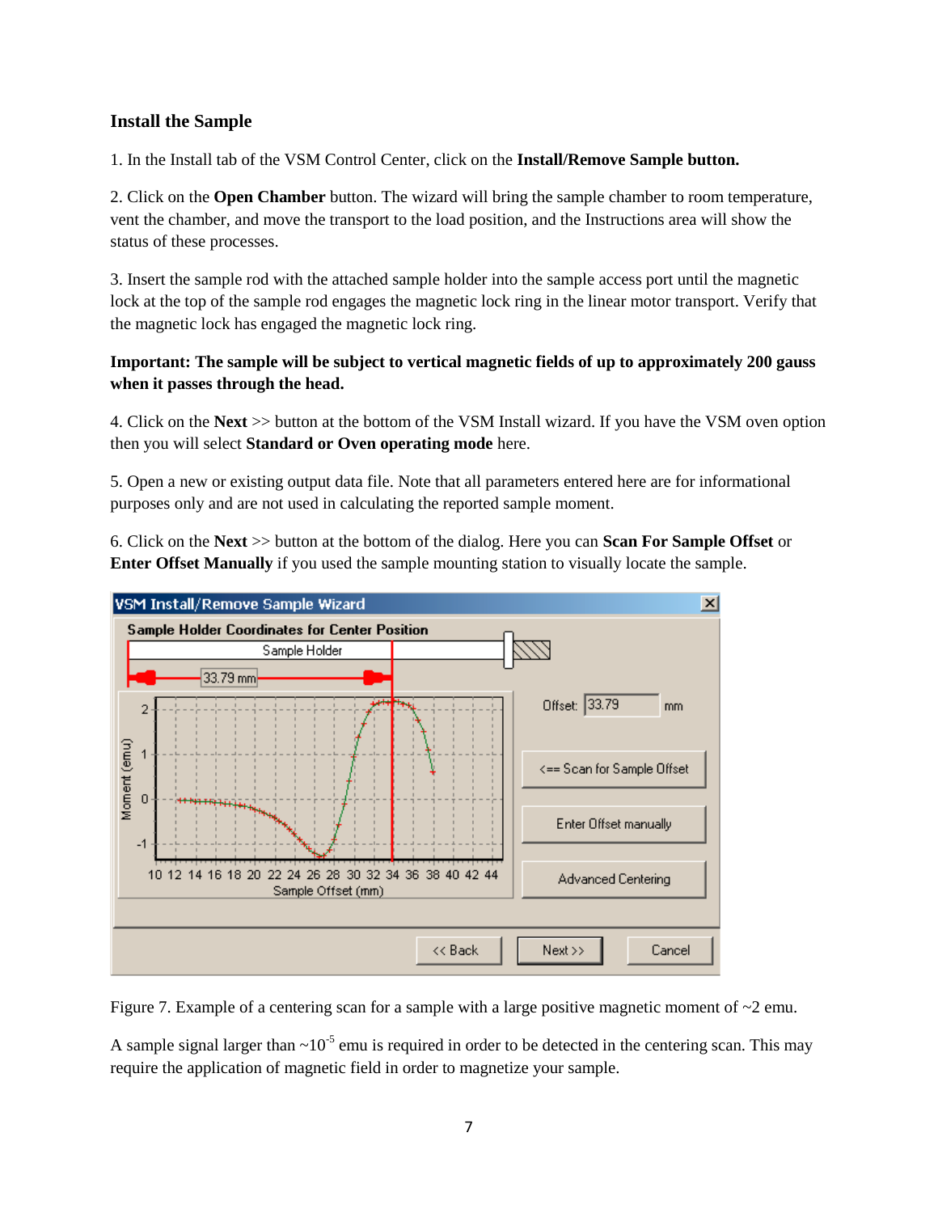### Install the Sample

1. In the Install tab of the VSM Control Center, click on the **Install/Remove Sample button.**

2. Click on the **Open Chamber** button. The wizard will bring the sample chamber to room temperature, vent the chamber, and move the transport to the load position, and the Instructions area will show the status of these processes.

3. Insert the sample rod with the attached sample holder into the sample access port until the magnetic lock at the top of the sample rod engages the magnetic lock ring in the linear motor transport. Verify that the magnetic lock has engaged the magnetic lock ring.

**Important: The sample will be subject to vertical magnetic fields of up to approximately 200 gauss when it passes through the head.**

4. Click on the **Next** >> button at the bottom of the VSM Install wizard. If you have the VSM oven option then you will select **Standard or Oven operating mode** here.

5. Open a new or existing output data file. Note that all parameters entered here are for informational purposes only and are not used in calculating the reported sample moment.

6. Click on the **Next** >> button at the bottom of the dialog. Here you can **Scan For Sample Offset** or **Enter Offset Manually** if you used the sample mounting station to visually locate the sample.

VSM Install/Remove Sample Wizard

Sample Holder Coordinates for Center Position

Sample Holder

33.79 mm

Offset: 33.79 mm

<== Scan for Sample Offset

Enter Offset manually

Advanced Centering

Moment (emu)

2
1
0
-1

10 12 14 16 18 20 22 24 26 28 30 32 34 36 38 40 42 44

Sample Offset (mm)

<< Back

Next >>

Cancel

Figure 7. Example of a centering scan for a sample with a large positive magnetic moment of ~2 emu.

A sample signal larger than ~$10^{-5}$ emu is required in order to be detected in the centering scan. This may require the application of magnetic field in order to magnetize your sample.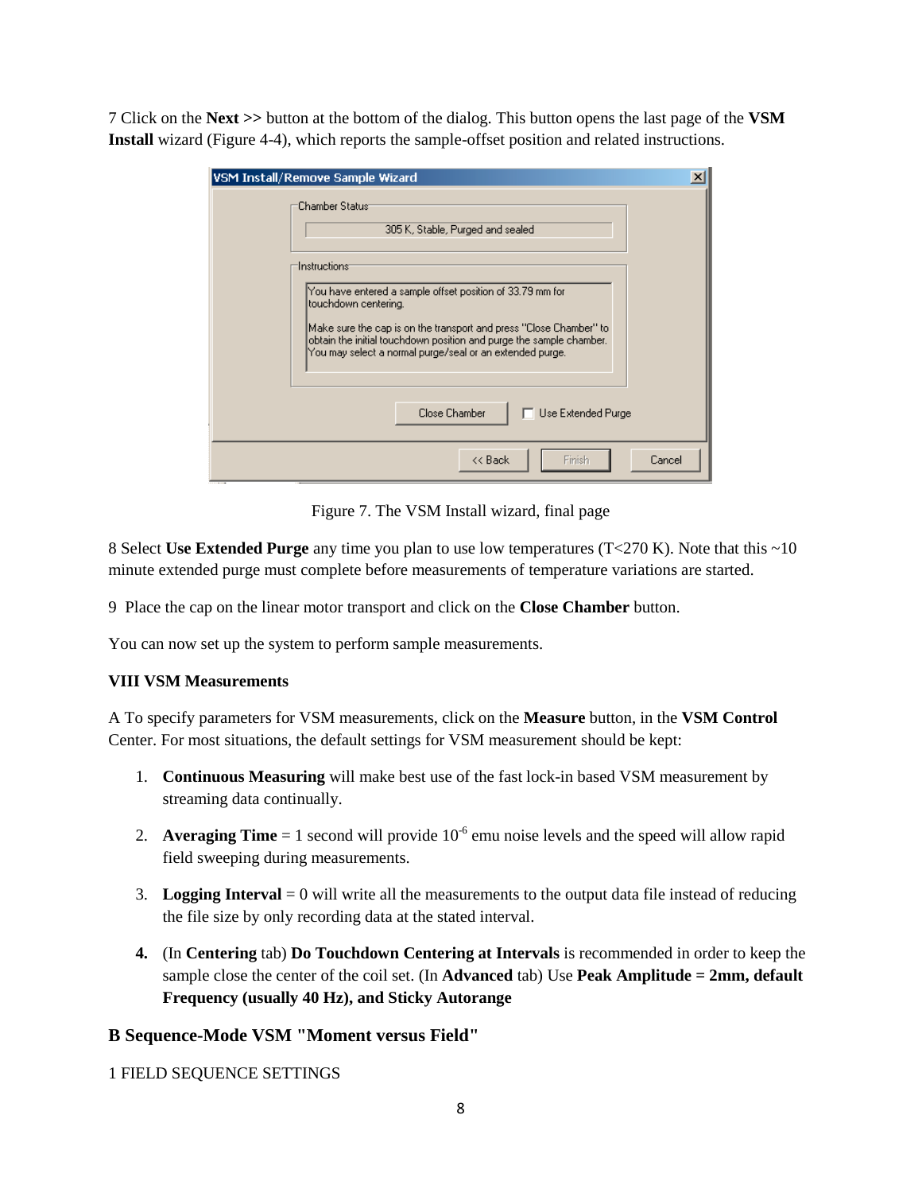7 Click on the **Next >>** button at the bottom of the dialog. This button opens the last page of the **VSM Install** wizard (Figure 4-4), which reports the sample-offset position and related instructions.

Figure 7. The VSM Install wizard, final page

8 Select **Use Extended Purge** any time you plan to use low temperatures (T<270 K). Note that this ~10 minute extended purge must complete before measurements of temperature variations are started.

9 Place the cap on the linear motor transport and click on the **Close Chamber** button.

You can now set up the system to perform sample measurements.

**VIII VSM Measurements**

A To specify parameters for VSM measurements, click on the **Measure** button, in the **VSM Control** Center. For most situations, the default settings for VSM measurement should be kept:

1. **Continuous Measuring** will make best use of the fast lock-in based VSM measurement by streaming data continually.

2. **Averaging Time** = 1 second will provide $10^{-6}$ emu noise levels and the speed will allow rapid field sweeping during measurements.

3. **Logging Interval** = 0 will write all the measurements to the output data file instead of reducing the file size by only recording data at the stated interval.

4. (In **Centering** tab) **Do Touchdown Centering at Intervals** is recommended in order to keep the sample close the center of the coil set. (In **Advanced** tab) Use **Peak Amplitude = 2mm, default Frequency (usually 40 Hz), and Sticky Autorange**

### B Sequence-Mode VSM "Moment versus Field"

1 FIELD SEQUENCE SETTINGS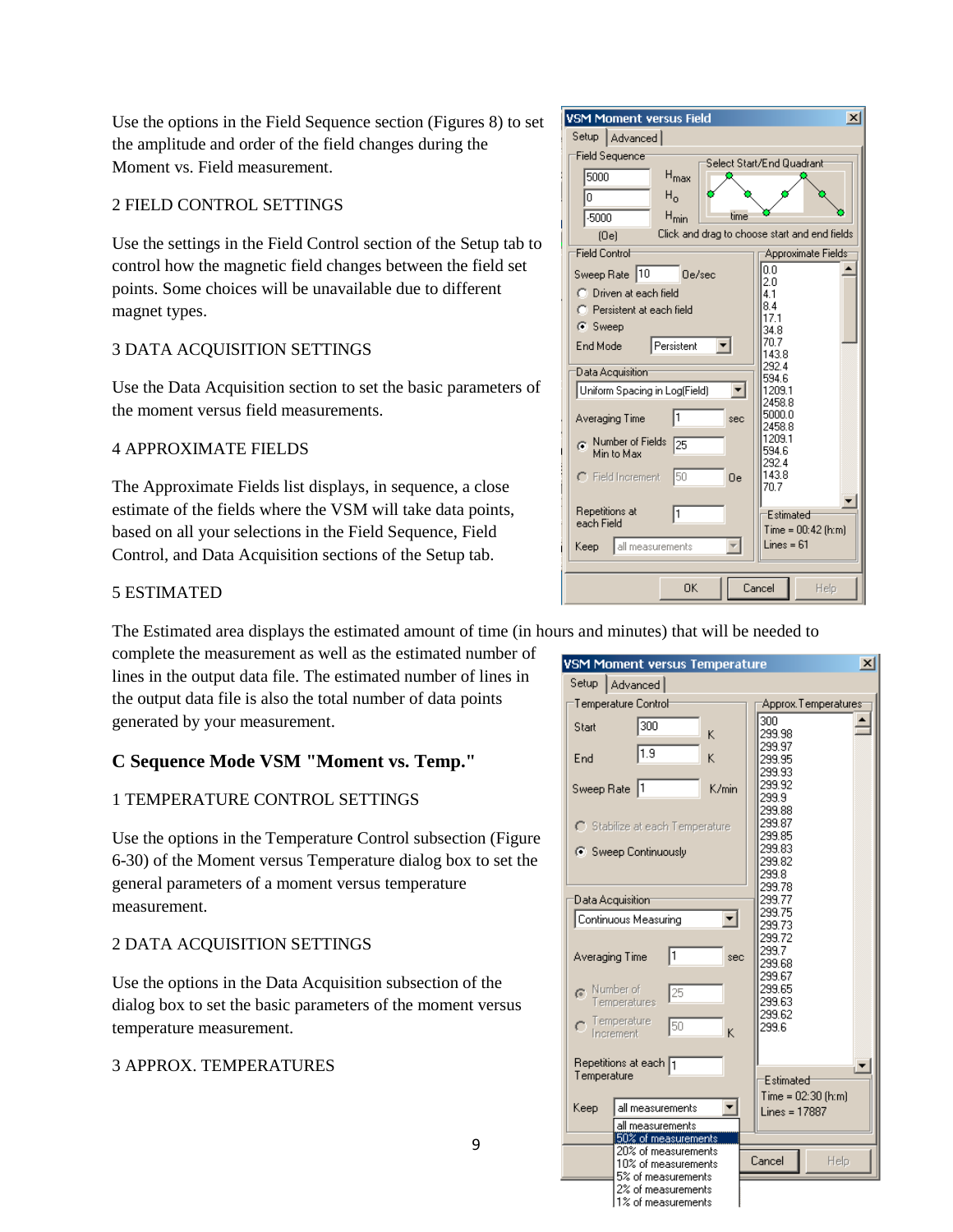Use the options in the Field Sequence section (Figures 8) to set the amplitude and order of the field changes during the Moment vs. Field measurement.

2 FIELD CONTROL SETTINGS

Use the settings in the Field Control section of the Setup tab to control how the magnetic field changes between the field set points. Some choices will be unavailable due to different magnet types.

3 DATA ACQUISITION SETTINGS

Use the Data Acquisition section to set the basic parameters of the moment versus field measurements.

4 APPROXIMATE FIELDS

The Approximate Fields list displays, in sequence, a close estimate of the fields where the VSM will take data points, based on all your selections in the Field Sequence, Field Control, and Data Acquisition sections of the Setup tab.

5 ESTIMATED

The Estimated area displays the estimated amount of time (in hours and minutes) that will be needed to complete the measurement as well as the estimated number of lines in the output data file. The estimated number of lines in the output data file is also the total number of data points generated by your measurement.

## C Sequence Mode VSM "Moment vs. Temp."

1 TEMPERATURE CONTROL SETTINGS

Use the options in the Temperature Control subsection (Figure 6-30) of the Moment versus Temperature dialog box to set the general parameters of a moment versus temperature measurement.

2 DATA ACQUISITION SETTINGS

Use the options in the Data Acquisition subsection of the dialog box to set the basic parameters of the moment versus temperature measurement.

3 APPROX. TEMPERATURES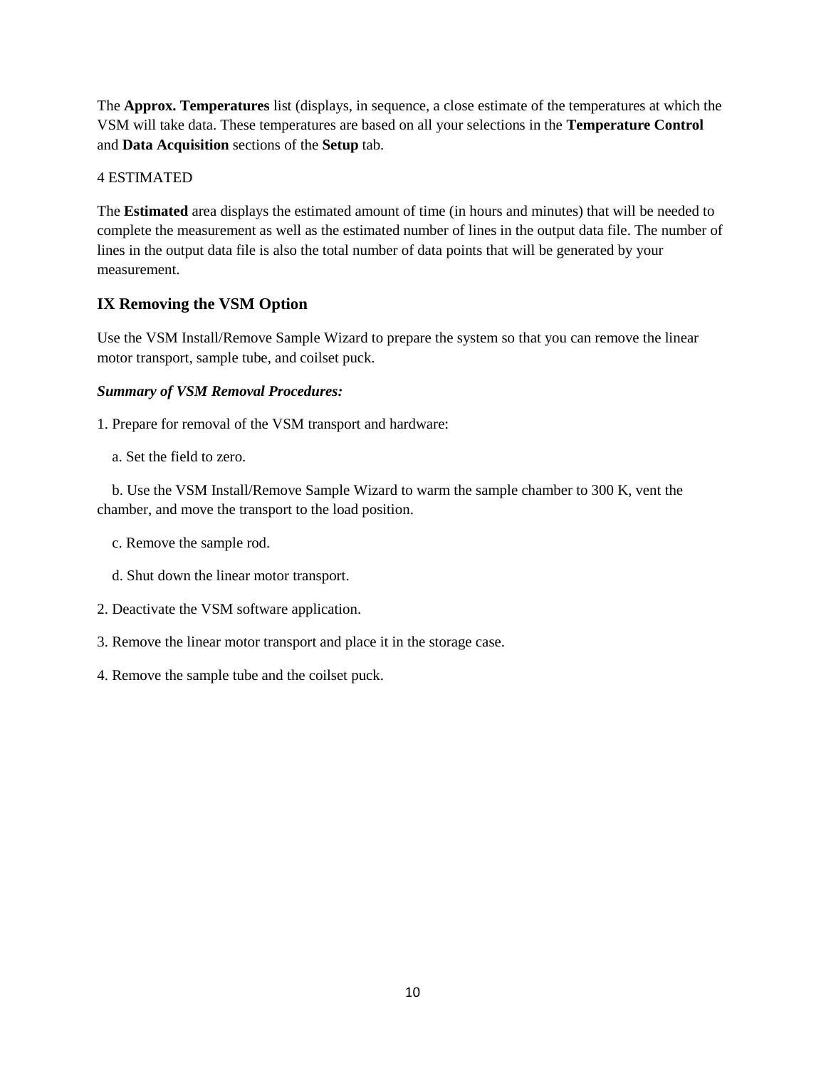The **Approx. Temperatures** list (displays, in sequence, a close estimate of the temperatures at which the VSM will take data. These temperatures are based on all your selections in the **Temperature Control** and **Data Acquisition** sections of the **Setup** tab.

4 ESTIMATED

The **Estimated** area displays the estimated amount of time (in hours and minutes) that will be needed to complete the measurement as well as the estimated number of lines in the output data file. The number of lines in the output data file is also the total number of data points that will be generated by your measurement.

## IX Removing the VSM Option

Use the VSM Install/Remove Sample Wizard to prepare the system so that you can remove the linear motor transport, sample tube, and coilset puck.

***Summary of VSM Removal Procedures:***

1. Prepare for removal of the VSM transport and hardware:

   a. Set the field to zero.

   b. Use the VSM Install/Remove Sample Wizard to warm the sample chamber to 300 K, vent the chamber, and move the transport to the load position.

   c. Remove the sample rod.

   d. Shut down the linear motor transport.

2. Deactivate the VSM software application.

3. Remove the linear motor transport and place it in the storage case.

4. Remove the sample tube and the coilset puck.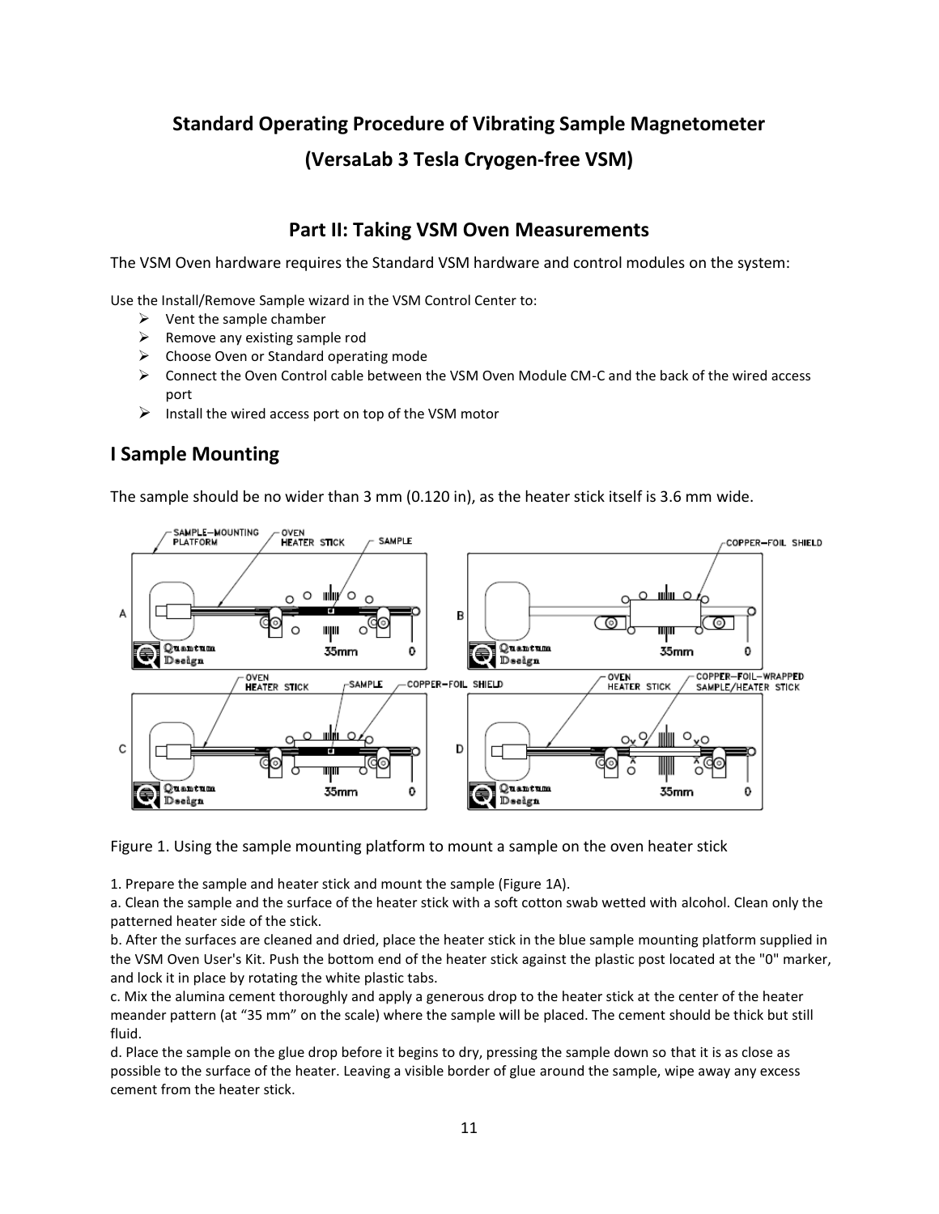# Standard Operating Procedure of Vibrating Sample Magnetometer

# (VersaLab 3 Tesla Cryogen-free VSM)

## Part II: Taking VSM Oven Measurements

The VSM Oven hardware requires the Standard VSM hardware and control modules on the system:

Use the Install/Remove Sample wizard in the VSM Control Center to:

- Vent the sample chamber
- Remove any existing sample rod
- Choose Oven or Standard operating mode
- Connect the Oven Control cable between the VSM Oven Module CM-C and the back of the wired access port
- Install the wired access port on top of the VSM motor

## I Sample Mounting

The sample should be no wider than 3 mm (0.120 in), as the heater stick itself is 3.6 mm wide.

SAMPLE–MOUNTING PLATFORM
OVEN HEATER STICK
SAMPLE
COPPER–FOIL SHIELD
COPPER–FOIL–WRAPPED SAMPLE/HEATER STICK
A
B
C
D
35mm
0
Quantum Design

Figure 1. Using the sample mounting platform to mount a sample on the oven heater stick

1. Prepare the sample and heater stick and mount the sample (Figure 1A).

a. Clean the sample and the surface of the heater stick with a soft cotton swab wetted with alcohol. Clean only the patterned heater side of the stick.

b. After the surfaces are cleaned and dried, place the heater stick in the blue sample mounting platform supplied in the VSM Oven User's Kit. Push the bottom end of the heater stick against the plastic post located at the "0" marker, and lock it in place by rotating the white plastic tabs.

c. Mix the alumina cement thoroughly and apply a generous drop to the heater stick at the center of the heater meander pattern (at "35 mm" on the scale) where the sample will be placed. The cement should be thick but still fluid.

d. Place the sample on the glue drop before it begins to dry, pressing the sample down so that it is as close as possible to the surface of the heater. Leaving a visible border of glue around the sample, wipe away any excess cement from the heater stick.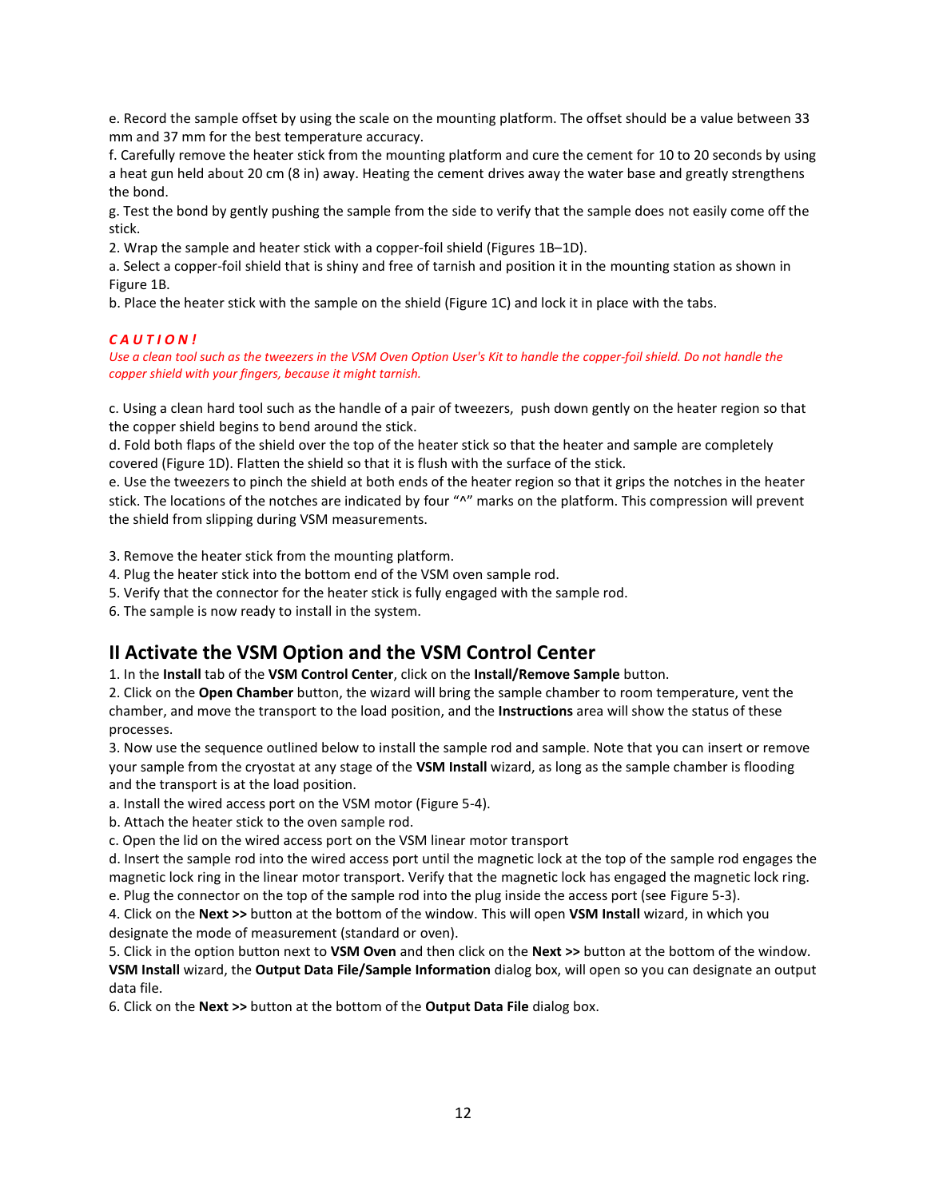e. Record the sample offset by using the scale on the mounting platform. The offset should be a value between 33 mm and 37 mm for the best temperature accuracy.

f. Carefully remove the heater stick from the mounting platform and cure the cement for 10 to 20 seconds by using a heat gun held about 20 cm (8 in) away. Heating the cement drives away the water base and greatly strengthens the bond.

g. Test the bond by gently pushing the sample from the side to verify that the sample does not easily come off the stick.

2. Wrap the sample and heater stick with a copper-foil shield (Figures 1B–1D).

a. Select a copper-foil shield that is shiny and free of tarnish and position it in the mounting station as shown in Figure 1B.

b. Place the heater stick with the sample on the shield (Figure 1C) and lock it in place with the tabs.

***C A U T I O N !***

*Use a clean tool such as the tweezers in the VSM Oven Option User's Kit to handle the copper-foil shield. Do not handle the copper shield with your fingers, because it might tarnish.*

c. Using a clean hard tool such as the handle of a pair of tweezers, push down gently on the heater region so that the copper shield begins to bend around the stick.

d. Fold both flaps of the shield over the top of the heater stick so that the heater and sample are completely covered (Figure 1D). Flatten the shield so that it is flush with the surface of the stick.

e. Use the tweezers to pinch the shield at both ends of the heater region so that it grips the notches in the heater stick. The locations of the notches are indicated by four "^" marks on the platform. This compression will prevent the shield from slipping during VSM measurements.

3. Remove the heater stick from the mounting platform.
4. Plug the heater stick into the bottom end of the VSM oven sample rod.
5. Verify that the connector for the heater stick is fully engaged with the sample rod.
6. The sample is now ready to install in the system.

## II Activate the VSM Option and the VSM Control Center

1. In the **Install** tab of the **VSM Control Center**, click on the **Install/Remove Sample** button.

2. Click on the **Open Chamber** button, the wizard will bring the sample chamber to room temperature, vent the chamber, and move the transport to the load position, and the **Instructions** area will show the status of these processes.

3. Now use the sequence outlined below to install the sample rod and sample. Note that you can insert or remove your sample from the cryostat at any stage of the **VSM Install** wizard, as long as the sample chamber is flooding and the transport is at the load position.

a. Install the wired access port on the VSM motor (Figure 5-4).

b. Attach the heater stick to the oven sample rod.

c. Open the lid on the wired access port on the VSM linear motor transport

d. Insert the sample rod into the wired access port until the magnetic lock at the top of the sample rod engages the magnetic lock ring in the linear motor transport. Verify that the magnetic lock has engaged the magnetic lock ring.

e. Plug the connector on the top of the sample rod into the plug inside the access port (see Figure 5-3).

4. Click on the **Next >>** button at the bottom of the window. This will open **VSM Install** wizard, in which you designate the mode of measurement (standard or oven).

5. Click in the option button next to **VSM Oven** and then click on the **Next >>** button at the bottom of the window. **VSM Install** wizard, the **Output Data File/Sample Information** dialog box, will open so you can designate an output data file.

6. Click on the **Next >>** button at the bottom of the **Output Data File** dialog box.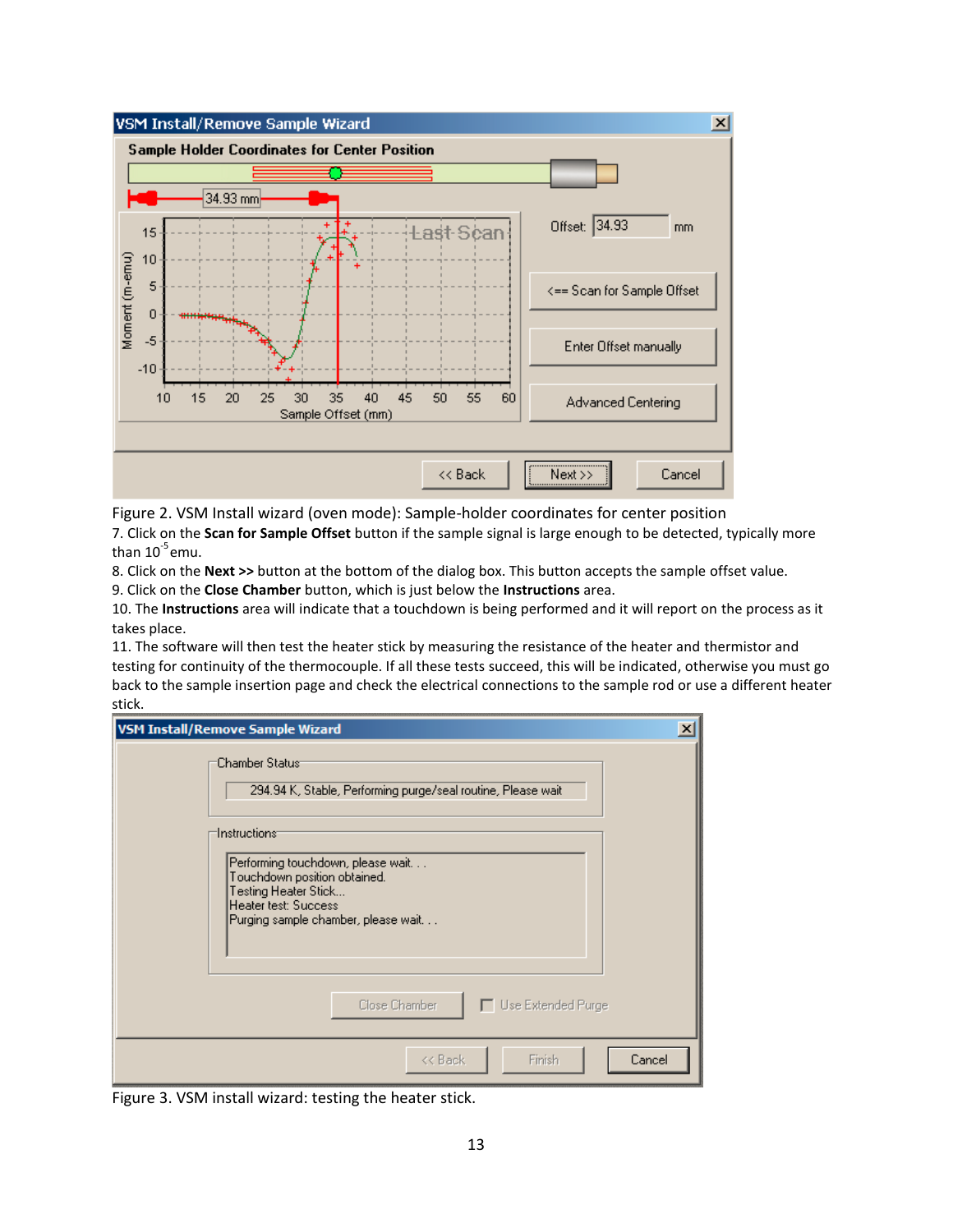VSM Install/Remove Sample Wizard

Sample Holder Coordinates for Center Position

34.93 mm

Last Scan

Moment (m-emu)

15
10
5
0
-5
-10

10 15 20 25 30 35 40 45 50 55 60

Sample Offset (mm)

Offset: 34.93 mm

<== Scan for Sample Offset

Enter Offset manually

Advanced Centering

<< Back   Next >>   Cancel

Figure 2. VSM Install wizard (oven mode): Sample-holder coordinates for center position

7. Click on the **Scan for Sample Offset** button if the sample signal is large enough to be detected, typically more than $10^{-5}$ emu.

8. Click on the **Next >>** button at the bottom of the dialog box. This button accepts the sample offset value.

9. Click on the **Close Chamber** button, which is just below the **Instructions** area.

10. The **Instructions** area will indicate that a touchdown is being performed and it will report on the process as it takes place.

11. The software will then test the heater stick by measuring the resistance of the heater and thermistor and testing for continuity of the thermocouple. If all these tests succeed, this will be indicated, otherwise you must go back to the sample insertion page and check the electrical connections to the sample rod or use a different heater stick.

VSM Install/Remove Sample Wizard

Chamber Status

294.94 K, Stable, Performing purge/seal routine, Please wait

Instructions

Performing touchdown, please wait. . .
Touchdown position obtained.
Testing Heater Stick...
Heater test: Success
Purging sample chamber, please wait. . .

Close Chamber   Use Extended Purge

<< Back   Finish   Cancel

Figure 3. VSM install wizard: testing the heater stick.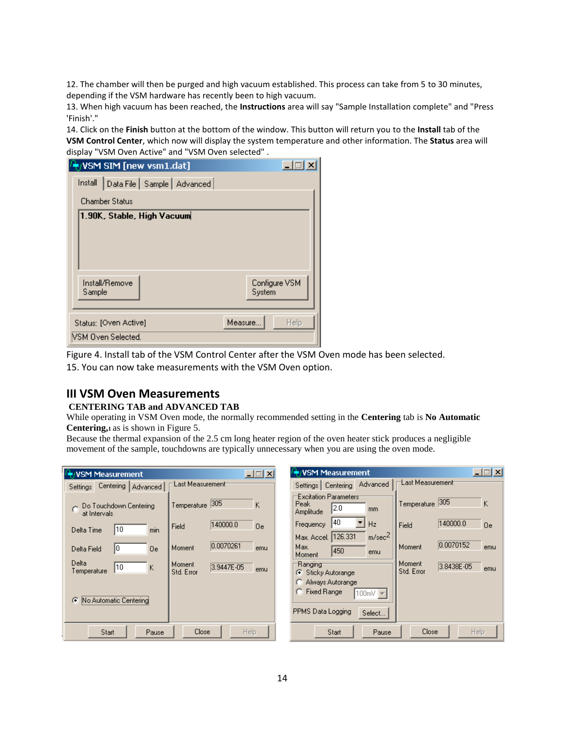12. The chamber will then be purged and high vacuum established. This process can take from 5 to 30 minutes, depending if the VSM hardware has recently been to high vacuum.

13. When high vacuum has been reached, the **Instructions** area will say "Sample Installation complete" and "Press 'Finish'."

14. Click on the **Finish** button at the bottom of the window. This button will return you to the **Install** tab of the **VSM Control Center**, which now will display the system temperature and other information. The **Status** area will display "VSM Oven Active" and "VSM Oven selected" .

Figure 4. Install tab of the VSM Control Center after the VSM Oven mode has been selected.

15. You can now take measurements with the VSM Oven option.

## III VSM Oven Measurements

**CENTERING TAB and ADVANCED TAB**

While operating in VSM Oven mode, the normally recommended setting in the **Centering** tab is **No Automatic Centering,**1 as is shown in Figure 5.

Because the thermal expansion of the 2.5 cm long heater region of the oven heater stick produces a negligible movement of the sample, touchdowns are typically unnecessary when you are using the oven mode.